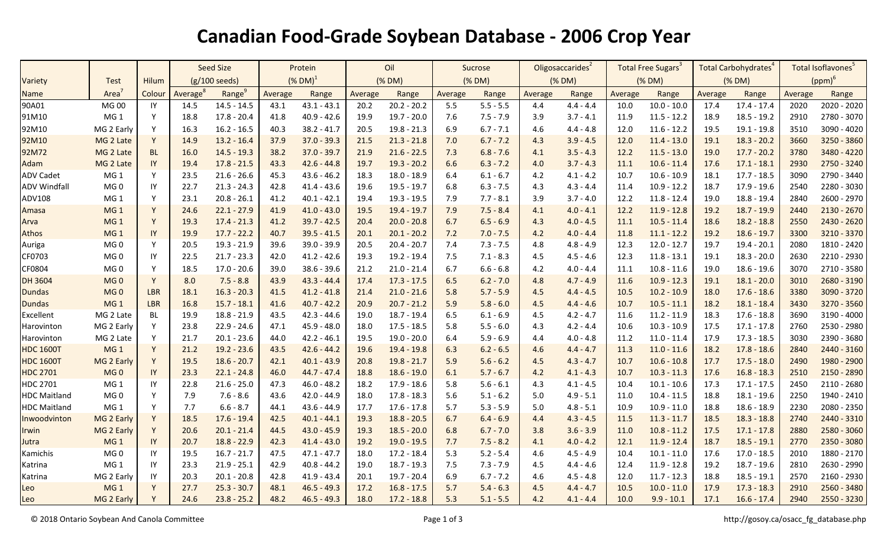# Canadian Food-Grade Soybean Database - 2006 Crop Year

| Variety | Test | Hilum | Seed Size | | Protein | | Oil | | Sucrose | | Oligosaccarides[2] | | Total Free Sugars[3] | | Total Carbohydrates[4] | | Total Isoflavones[5] | |
|---|---|---|---|---|---|---|---|---|---|---|---|---|---|---|---|---|---|---|
| | | | (g/100 seeds) | | (% DM)[1] | | (% DM) | | (% DM) | | (% DM) | | (% DM) | | (% DM) | | (ppm)[6] | |
| Name | Area[7] | Colour | Average[8] | Range[9] | Average | Range | Average | Range | Average | Range | Average | Range | Average | Range | Average | Range | Average | Range |
| 90A01 | MG 00 | IY | 14.5 | 14.5 - 14.5 | 43.1 | 43.1 - 43.1 | 20.2 | 20.2 - 20.2 | 5.5 | 5.5 - 5.5 | 4.4 | 4.4 - 4.4 | 10.0 | 10.0 - 10.0 | 17.4 | 17.4 - 17.4 | 2020 | 2020 - 2020 |
| 91M10 | MG 1 | Y | 18.8 | 17.8 - 20.4 | 41.8 | 40.9 - 42.6 | 19.9 | 19.7 - 20.0 | 7.6 | 7.5 - 7.9 | 3.9 | 3.7 - 4.1 | 11.9 | 11.5 - 12.2 | 18.9 | 18.5 - 19.2 | 2910 | 2780 - 3070 |
| 92M10 | MG 2 Early | Y | 16.3 | 16.2 - 16.5 | 40.3 | 38.2 - 41.7 | 20.5 | 19.8 - 21.3 | 6.9 | 6.7 - 7.1 | 4.6 | 4.4 - 4.8 | 12.0 | 11.6 - 12.2 | 19.5 | 19.1 - 19.8 | 3510 | 3090 - 4020 |
| 92M10 | MG 2 Late | Y | 14.9 | 13.2 - 16.4 | 37.9 | 37.0 - 39.3 | 21.5 | 21.3 - 21.8 | 7.0 | 6.7 - 7.2 | 4.3 | 3.9 - 4.5 | 12.0 | 11.4 - 13.0 | 19.1 | 18.3 - 20.2 | 3660 | 3250 - 3860 |
| 92M72 | MG 2 Late | BL | 16.0 | 14.5 - 19.3 | 38.2 | 37.0 - 39.7 | 21.9 | 21.6 - 22.5 | 7.3 | 6.8 - 7.6 | 4.1 | 3.5 - 4.3 | 12.2 | 11.5 - 13.0 | 19.0 | 17.7 - 20.2 | 3780 | 3480 - 4220 |
| Adam | MG 2 Late | IY | 19.4 | 17.8 - 21.5 | 43.3 | 42.6 - 44.8 | 19.7 | 19.3 - 20.2 | 6.6 | 6.3 - 7.2 | 4.0 | 3.7 - 4.3 | 11.1 | 10.6 - 11.4 | 17.6 | 17.1 - 18.1 | 2930 | 2750 - 3240 |
| ADV Cadet | MG 1 | Y | 23.5 | 21.6 - 26.6 | 45.3 | 43.6 - 46.2 | 18.3 | 18.0 - 18.9 | 6.4 | 6.1 - 6.7 | 4.2 | 4.1 - 4.2 | 10.7 | 10.6 - 10.9 | 18.1 | 17.7 - 18.5 | 3090 | 2790 - 3440 |
| ADV Windfall | MG 0 | IY | 22.7 | 21.3 - 24.3 | 42.8 | 41.4 - 43.6 | 19.6 | 19.5 - 19.7 | 6.8 | 6.3 - 7.5 | 4.3 | 4.3 - 4.4 | 11.4 | 10.9 - 12.2 | 18.7 | 17.9 - 19.6 | 2540 | 2280 - 3030 |
| ADV108 | MG 1 | Y | 23.1 | 20.8 - 26.1 | 41.2 | 40.1 - 42.1 | 19.4 | 19.3 - 19.5 | 7.9 | 7.7 - 8.1 | 3.9 | 3.7 - 4.0 | 12.2 | 11.8 - 12.4 | 19.0 | 18.8 - 19.4 | 2840 | 2600 - 2970 |
| Amasa | MG 1 | Y | 24.6 | 22.1 - 27.9 | 41.9 | 41.0 - 43.0 | 19.5 | 19.4 - 19.7 | 7.9 | 7.5 - 8.4 | 4.1 | 4.0 - 4.1 | 12.2 | 11.9 - 12.8 | 19.2 | 18.7 - 19.9 | 2440 | 2130 - 2670 |
| Arva | MG 1 | Y | 19.3 | 17.4 - 21.3 | 41.2 | 39.7 - 42.5 | 20.4 | 20.0 - 20.8 | 6.7 | 6.5 - 6.9 | 4.3 | 4.0 - 4.5 | 11.1 | 10.5 - 11.4 | 18.6 | 18.2 - 18.8 | 2550 | 2430 - 2620 |
| Athos | MG 1 | IY | 19.9 | 17.7 - 22.2 | 40.7 | 39.5 - 41.5 | 20.1 | 20.1 - 20.2 | 7.2 | 7.0 - 7.5 | 4.2 | 4.0 - 4.4 | 11.8 | 11.1 - 12.2 | 19.2 | 18.6 - 19.7 | 3300 | 3210 - 3370 |
| Auriga | MG 0 | Y | 20.5 | 19.3 - 21.9 | 39.6 | 39.0 - 39.9 | 20.5 | 20.4 - 20.7 | 7.4 | 7.3 - 7.5 | 4.8 | 4.8 - 4.9 | 12.3 | 12.0 - 12.7 | 19.7 | 19.4 - 20.1 | 2080 | 1810 - 2420 |
| CF0703 | MG 0 | IY | 22.5 | 21.7 - 23.3 | 42.0 | 41.2 - 42.6 | 19.3 | 19.2 - 19.4 | 7.5 | 7.1 - 8.3 | 4.5 | 4.5 - 4.6 | 12.3 | 11.8 - 13.1 | 19.1 | 18.3 - 20.0 | 2630 | 2210 - 2930 |
| CF0804 | MG 0 | Y | 18.5 | 17.0 - 20.6 | 39.0 | 38.6 - 39.6 | 21.2 | 21.0 - 21.4 | 6.7 | 6.6 - 6.8 | 4.2 | 4.0 - 4.4 | 11.1 | 10.8 - 11.6 | 19.0 | 18.6 - 19.6 | 3070 | 2710 - 3580 |
| DH 3604 | MG 0 | Y | 8.0 | 7.5 - 8.8 | 43.9 | 43.3 - 44.4 | 17.4 | 17.3 - 17.5 | 6.5 | 6.2 - 7.0 | 4.8 | 4.7 - 4.9 | 11.6 | 10.9 - 12.3 | 19.1 | 18.1 - 20.0 | 3010 | 2680 - 3190 |
| Dundas | MG 0 | LBR | 18.1 | 16.3 - 20.3 | 41.5 | 41.2 - 41.8 | 21.4 | 21.0 - 21.6 | 5.8 | 5.7 - 5.9 | 4.5 | 4.4 - 4.5 | 10.5 | 10.2 - 10.9 | 18.0 | 17.6 - 18.6 | 3380 | 3090 - 3720 |
| Dundas | MG 1 | LBR | 16.8 | 15.7 - 18.1 | 41.6 | 40.7 - 42.2 | 20.9 | 20.7 - 21.2 | 5.9 | 5.8 - 6.0 | 4.5 | 4.4 - 4.6 | 10.7 | 10.5 - 11.1 | 18.2 | 18.1 - 18.4 | 3430 | 3270 - 3560 |
| Excellent | MG 2 Late | BL | 19.9 | 18.8 - 21.9 | 43.5 | 42.3 - 44.6 | 19.0 | 18.7 - 19.4 | 6.5 | 6.1 - 6.9 | 4.5 | 4.2 - 4.7 | 11.6 | 11.2 - 11.9 | 18.3 | 17.6 - 18.8 | 3690 | 3190 - 4000 |
| Harovinton | MG 2 Early | Y | 23.8 | 22.9 - 24.6 | 47.1 | 45.9 - 48.0 | 18.0 | 17.5 - 18.5 | 5.8 | 5.5 - 6.0 | 4.3 | 4.2 - 4.4 | 10.6 | 10.3 - 10.9 | 17.5 | 17.1 - 17.8 | 2760 | 2530 - 2980 |
| Harovinton | MG 2 Late | Y | 21.7 | 20.1 - 23.6 | 44.0 | 42.2 - 46.1 | 19.5 | 19.0 - 20.0 | 6.4 | 5.9 - 6.9 | 4.4 | 4.0 - 4.8 | 11.2 | 11.0 - 11.4 | 17.9 | 17.3 - 18.5 | 3030 | 2390 - 3680 |
| HDC 1600T | MG 1 | Y | 21.2 | 19.2 - 23.6 | 43.5 | 42.6 - 44.2 | 19.6 | 19.4 - 19.8 | 6.3 | 6.2 - 6.5 | 4.6 | 4.4 - 4.7 | 11.3 | 11.0 - 11.6 | 18.2 | 17.8 - 18.6 | 2840 | 2440 - 3160 |
| HDC 1600T | MG 2 Early | Y | 19.5 | 18.6 - 20.7 | 42.1 | 40.1 - 43.9 | 20.8 | 19.8 - 21.7 | 5.9 | 5.6 - 6.2 | 4.5 | 4.3 - 4.7 | 10.7 | 10.6 - 10.8 | 17.7 | 17.5 - 18.0 | 2490 | 1980 - 2900 |
| HDC 2701 | MG 0 | IY | 23.3 | 22.1 - 24.8 | 46.0 | 44.7 - 47.4 | 18.8 | 18.6 - 19.0 | 6.1 | 5.7 - 6.7 | 4.2 | 4.1 - 4.3 | 10.7 | 10.3 - 11.3 | 17.6 | 16.8 - 18.3 | 2510 | 2150 - 2890 |
| HDC 2701 | MG 1 | IY | 22.8 | 21.6 - 25.0 | 47.3 | 46.0 - 48.2 | 18.2 | 17.9 - 18.6 | 5.8 | 5.6 - 6.1 | 4.3 | 4.1 - 4.5 | 10.4 | 10.1 - 10.6 | 17.3 | 17.1 - 17.5 | 2450 | 2110 - 2680 |
| HDC Maitland | MG 0 | Y | 7.9 | 7.6 - 8.6 | 43.6 | 42.0 - 44.9 | 18.0 | 17.8 - 18.3 | 5.6 | 5.1 - 6.2 | 5.0 | 4.9 - 5.1 | 11.0 | 10.4 - 11.5 | 18.8 | 18.1 - 19.6 | 2250 | 1940 - 2410 |
| HDC Maitland | MG 1 | Y | 7.7 | 6.6 - 8.7 | 44.1 | 43.6 - 44.9 | 17.7 | 17.6 - 17.8 | 5.7 | 5.3 - 5.9 | 5.0 | 4.8 - 5.1 | 10.9 | 10.9 - 11.0 | 18.8 | 18.6 - 18.9 | 2230 | 2080 - 2350 |
| Inwoodvinton | MG 2 Early | Y | 18.5 | 17.6 - 19.4 | 42.5 | 40.1 - 44.1 | 19.3 | 18.8 - 20.5 | 6.7 | 6.4 - 6.9 | 4.4 | 4.3 - 4.5 | 11.5 | 11.3 - 11.7 | 18.5 | 18.3 - 18.8 | 2740 | 2440 - 3310 |
| Irwin | MG 2 Early | Y | 20.6 | 20.1 - 21.4 | 44.5 | 43.0 - 45.9 | 19.3 | 18.5 - 20.0 | 6.8 | 6.7 - 7.0 | 3.8 | 3.6 - 3.9 | 11.0 | 10.8 - 11.2 | 17.5 | 17.1 - 17.8 | 2880 | 2580 - 3060 |
| Jutra | MG 1 | IY | 20.7 | 18.8 - 22.9 | 42.3 | 41.4 - 43.0 | 19.2 | 19.0 - 19.5 | 7.7 | 7.5 - 8.2 | 4.1 | 4.0 - 4.2 | 12.1 | 11.9 - 12.4 | 18.7 | 18.5 - 19.1 | 2770 | 2350 - 3080 |
| Kamichis | MG 0 | IY | 19.5 | 16.7 - 21.7 | 47.5 | 47.1 - 47.7 | 18.0 | 17.2 - 18.4 | 5.3 | 5.2 - 5.4 | 4.6 | 4.5 - 4.9 | 10.4 | 10.1 - 11.0 | 17.6 | 17.0 - 18.5 | 2010 | 1880 - 2170 |
| Katrina | MG 1 | IY | 23.3 | 21.9 - 25.1 | 42.9 | 40.8 - 44.2 | 19.0 | 18.7 - 19.3 | 7.5 | 7.3 - 7.9 | 4.5 | 4.4 - 4.6 | 12.4 | 11.9 - 12.8 | 19.2 | 18.7 - 19.6 | 2810 | 2630 - 2990 |
| Katrina | MG 2 Early | IY | 20.3 | 20.1 - 20.8 | 42.8 | 41.9 - 43.4 | 20.1 | 19.7 - 20.4 | 6.9 | 6.7 - 7.2 | 4.6 | 4.5 - 4.8 | 12.0 | 11.7 - 12.3 | 18.8 | 18.5 - 19.1 | 2570 | 2160 - 2930 |
| Leo | MG 1 | Y | 27.7 | 25.3 - 30.7 | 48.1 | 46.5 - 49.3 | 17.2 | 16.8 - 17.5 | 5.7 | 5.4 - 6.3 | 4.5 | 4.4 - 4.7 | 10.5 | 10.0 - 11.0 | 17.9 | 17.3 - 18.3 | 2910 | 2560 - 3480 |
| Leo | MG 2 Early | Y | 24.6 | 23.8 - 25.2 | 48.2 | 46.5 - 49.3 | 18.0 | 17.2 - 18.8 | 5.3 | 5.1 - 5.5 | 4.2 | 4.1 - 4.4 | 10.0 | 9.9 - 10.1 | 17.1 | 16.6 - 17.4 | 2940 | 2550 - 3230 |

© 2018 Ontario Soybean And Canola Committee

http://gosoy.ca/osacc_fg_database.php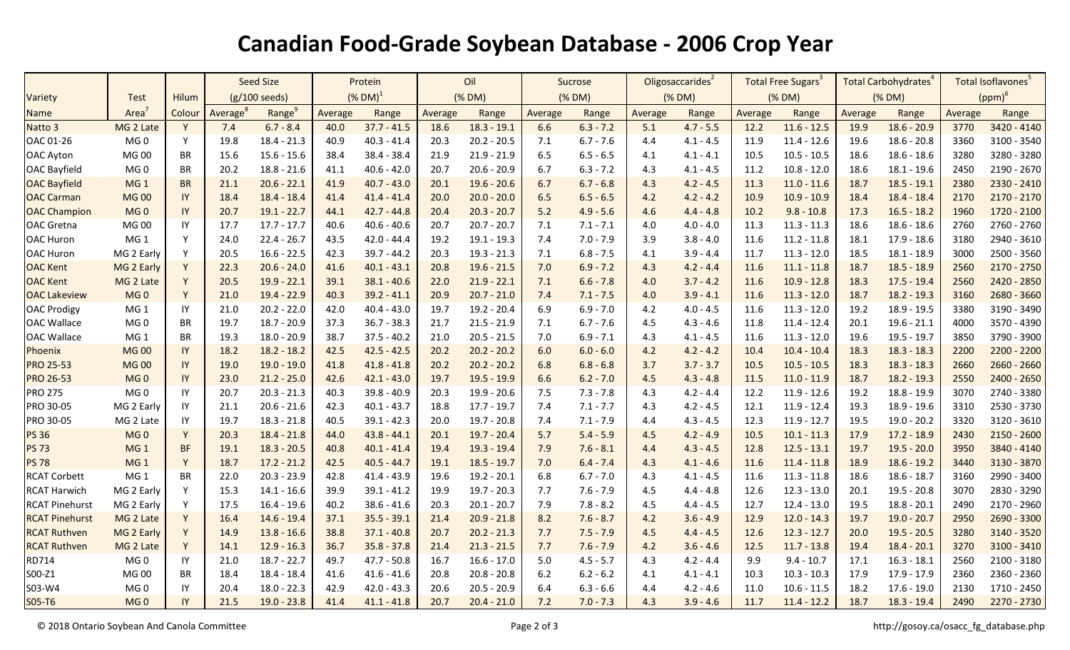# Canadian Food-Grade Soybean Database - 2006 Crop Year

| Variety | Test | Hilum | Seed Size | | Protein | | Oil | | Sucrose | | Oligosaccarides[2] | | Total Free Sugars[3] | | Total Carbohydrates[4] | | Total Isoflavones[5] | |
|---|---|---|---|---|---|---|---|---|---|---|---|---|---|---|---|---|---|---|
| | | | (g/100 seeds) | | (% DM)[1] | | (% DM) | | (% DM) | | (% DM) | | (% DM) | | (% DM) | | (ppm)[6] | |
| Name | Area[7] | Colour | Average[8] | Range[9] | Average | Range | Average | Range | Average | Range | Average | Range | Average | Range | Average | Range | Average | Range |
| Natto 3 | MG 2 Late | Y | 7.4 | 6.7 - 8.4 | 40.0 | 37.7 - 41.5 | 18.6 | 18.3 - 19.1 | 6.6 | 6.3 - 7.2 | 5.1 | 4.7 - 5.5 | 12.2 | 11.6 - 12.5 | 19.9 | 18.6 - 20.9 | 3770 | 3420 - 4140 |
| OAC 01-26 | MG 0 | Y | 19.8 | 18.4 - 21.3 | 40.9 | 40.3 - 41.4 | 20.3 | 20.2 - 20.5 | 7.1 | 6.7 - 7.6 | 4.4 | 4.1 - 4.5 | 11.9 | 11.4 - 12.6 | 19.6 | 18.6 - 20.8 | 3360 | 3100 - 3540 |
| OAC Ayton | MG 00 | BR | 15.6 | 15.6 - 15.6 | 38.4 | 38.4 - 38.4 | 21.9 | 21.9 - 21.9 | 6.5 | 6.5 - 6.5 | 4.1 | 4.1 - 4.1 | 10.5 | 10.5 - 10.5 | 18.6 | 18.6 - 18.6 | 3280 | 3280 - 3280 |
| OAC Bayfield | MG 0 | BR | 20.2 | 18.8 - 21.6 | 41.1 | 40.6 - 42.0 | 20.7 | 20.6 - 20.9 | 6.7 | 6.3 - 7.2 | 4.3 | 4.1 - 4.5 | 11.2 | 10.8 - 12.0 | 18.6 | 18.1 - 19.6 | 2450 | 2190 - 2670 |
| OAC Bayfield | MG 1 | BR | 21.1 | 20.6 - 22.1 | 41.9 | 40.7 - 43.0 | 20.1 | 19.6 - 20.6 | 6.7 | 6.7 - 6.8 | 4.3 | 4.2 - 4.5 | 11.3 | 11.0 - 11.6 | 18.7 | 18.5 - 19.1 | 2380 | 2330 - 2410 |
| OAC Carman | MG 00 | IY | 18.4 | 18.4 - 18.4 | 41.4 | 41.4 - 41.4 | 20.0 | 20.0 - 20.0 | 6.5 | 6.5 - 6.5 | 4.2 | 4.2 - 4.2 | 10.9 | 10.9 - 10.9 | 18.4 | 18.4 - 18.4 | 2170 | 2170 - 2170 |
| OAC Champion | MG 0 | IY | 20.7 | 19.1 - 22.7 | 44.1 | 42.7 - 44.8 | 20.4 | 20.3 - 20.7 | 5.2 | 4.9 - 5.6 | 4.6 | 4.4 - 4.8 | 10.2 | 9.8 - 10.8 | 17.3 | 16.5 - 18.2 | 1960 | 1720 - 2100 |
| OAC Gretna | MG 00 | IY | 17.7 | 17.7 - 17.7 | 40.6 | 40.6 - 40.6 | 20.7 | 20.7 - 20.7 | 7.1 | 7.1 - 7.1 | 4.0 | 4.0 - 4.0 | 11.3 | 11.3 - 11.3 | 18.6 | 18.6 - 18.6 | 2760 | 2760 - 2760 |
| OAC Huron | MG 1 | Y | 24.0 | 22.4 - 26.7 | 43.5 | 42.0 - 44.4 | 19.2 | 19.1 - 19.3 | 7.4 | 7.0 - 7.9 | 3.9 | 3.8 - 4.0 | 11.6 | 11.2 - 11.8 | 18.1 | 17.9 - 18.6 | 3180 | 2940 - 3610 |
| OAC Huron | MG 2 Early | Y | 20.5 | 16.6 - 22.5 | 42.3 | 39.7 - 44.2 | 20.3 | 19.3 - 21.3 | 7.1 | 6.8 - 7.5 | 4.1 | 3.9 - 4.4 | 11.7 | 11.3 - 12.0 | 18.5 | 18.1 - 18.9 | 3000 | 2500 - 3560 |
| OAC Kent | MG 2 Early | Y | 22.3 | 20.6 - 24.0 | 41.6 | 40.1 - 43.1 | 20.8 | 19.6 - 21.5 | 7.0 | 6.9 - 7.2 | 4.3 | 4.2 - 4.4 | 11.6 | 11.1 - 11.8 | 18.7 | 18.5 - 18.9 | 2560 | 2170 - 2750 |
| OAC Kent | MG 2 Late | Y | 20.5 | 19.9 - 22.1 | 39.1 | 38.1 - 40.6 | 22.0 | 21.9 - 22.1 | 7.1 | 6.6 - 7.8 | 4.0 | 3.7 - 4.2 | 11.6 | 10.9 - 12.8 | 18.3 | 17.5 - 19.4 | 2560 | 2420 - 2850 |
| OAC Lakeview | MG 0 | Y | 21.0 | 19.4 - 22.9 | 40.3 | 39.2 - 41.1 | 20.9 | 20.7 - 21.0 | 7.4 | 7.1 - 7.5 | 4.0 | 3.9 - 4.1 | 11.6 | 11.3 - 12.0 | 18.7 | 18.2 - 19.3 | 3160 | 2680 - 3660 |
| OAC Prodigy | MG 1 | IY | 21.0 | 20.2 - 22.0 | 42.0 | 40.4 - 43.0 | 19.7 | 19.2 - 20.4 | 6.9 | 6.9 - 7.0 | 4.2 | 4.0 - 4.5 | 11.6 | 11.3 - 12.0 | 19.2 | 18.9 - 19.5 | 3380 | 3190 - 3490 |
| OAC Wallace | MG 0 | BR | 19.7 | 18.7 - 20.9 | 37.3 | 36.7 - 38.3 | 21.7 | 21.5 - 21.9 | 7.1 | 6.7 - 7.6 | 4.5 | 4.3 - 4.6 | 11.8 | 11.4 - 12.4 | 20.1 | 19.6 - 21.1 | 4000 | 3570 - 4390 |
| OAC Wallace | MG 1 | BR | 19.3 | 18.0 - 20.9 | 38.7 | 37.5 - 40.2 | 21.0 | 20.5 - 21.5 | 7.0 | 6.9 - 7.1 | 4.3 | 4.1 - 4.5 | 11.6 | 11.3 - 12.0 | 19.6 | 19.5 - 19.7 | 3850 | 3790 - 3900 |
| Phoenix | MG 00 | IY | 18.2 | 18.2 - 18.2 | 42.5 | 42.5 - 42.5 | 20.2 | 20.2 - 20.2 | 6.0 | 6.0 - 6.0 | 4.2 | 4.2 - 4.2 | 10.4 | 10.4 - 10.4 | 18.3 | 18.3 - 18.3 | 2200 | 2200 - 2200 |
| PRO 25-53 | MG 00 | IY | 19.0 | 19.0 - 19.0 | 41.8 | 41.8 - 41.8 | 20.2 | 20.2 - 20.2 | 6.8 | 6.8 - 6.8 | 3.7 | 3.7 - 3.7 | 10.5 | 10.5 - 10.5 | 18.3 | 18.3 - 18.3 | 2660 | 2660 - 2660 |
| PRO 26-53 | MG 0 | IY | 23.0 | 21.2 - 25.0 | 42.6 | 42.1 - 43.0 | 19.7 | 19.5 - 19.9 | 6.6 | 6.2 - 7.0 | 4.5 | 4.3 - 4.8 | 11.5 | 11.0 - 11.9 | 18.7 | 18.2 - 19.3 | 2550 | 2400 - 2650 |
| PRO 275 | MG 0 | IY | 20.7 | 20.3 - 21.3 | 40.3 | 39.8 - 40.9 | 20.3 | 19.9 - 20.6 | 7.5 | 7.3 - 7.8 | 4.3 | 4.2 - 4.4 | 12.2 | 11.9 - 12.6 | 19.2 | 18.8 - 19.9 | 3070 | 2740 - 3380 |
| PRO 30-05 | MG 2 Early | IY | 21.1 | 20.6 - 21.6 | 42.3 | 40.1 - 43.7 | 18.8 | 17.7 - 19.7 | 7.4 | 7.1 - 7.7 | 4.3 | 4.2 - 4.5 | 12.1 | 11.9 - 12.4 | 19.3 | 18.9 - 19.6 | 3310 | 2530 - 3730 |
| PRO 30-05 | MG 2 Late | IY | 19.7 | 18.3 - 21.8 | 40.5 | 39.1 - 42.3 | 20.0 | 19.7 - 20.8 | 7.4 | 7.1 - 7.9 | 4.4 | 4.3 - 4.5 | 12.3 | 11.9 - 12.7 | 19.5 | 19.0 - 20.2 | 3320 | 3120 - 3610 |
| PS 36 | MG 0 | Y | 20.3 | 18.4 - 21.8 | 44.0 | 43.8 - 44.1 | 20.1 | 19.7 - 20.4 | 5.7 | 5.4 - 5.9 | 4.5 | 4.2 - 4.9 | 10.5 | 10.1 - 11.3 | 17.9 | 17.2 - 18.9 | 2430 | 2150 - 2600 |
| PS 73 | MG 1 | BF | 19.1 | 18.3 - 20.5 | 40.8 | 40.1 - 41.4 | 19.4 | 19.3 - 19.4 | 7.9 | 7.6 - 8.1 | 4.4 | 4.3 - 4.5 | 12.8 | 12.5 - 13.1 | 19.7 | 19.5 - 20.0 | 3950 | 3840 - 4140 |
| PS 78 | MG 1 | Y | 18.7 | 17.2 - 21.2 | 42.5 | 40.5 - 44.7 | 19.1 | 18.5 - 19.7 | 7.0 | 6.4 - 7.4 | 4.3 | 4.1 - 4.6 | 11.6 | 11.4 - 11.8 | 18.9 | 18.6 - 19.2 | 3440 | 3130 - 3870 |
| RCAT Corbett | MG 1 | BR | 22.0 | 20.3 - 23.9 | 42.8 | 41.4 - 43.9 | 19.6 | 19.2 - 20.1 | 6.8 | 6.7 - 7.0 | 4.3 | 4.1 - 4.5 | 11.6 | 11.3 - 11.8 | 18.6 | 18.6 - 18.7 | 3160 | 2990 - 3400 |
| RCAT Harwich | MG 2 Early | Y | 15.3 | 14.1 - 16.6 | 39.9 | 39.1 - 41.2 | 19.9 | 19.7 - 20.3 | 7.7 | 7.6 - 7.9 | 4.5 | 4.4 - 4.8 | 12.6 | 12.3 - 13.0 | 20.1 | 19.5 - 20.8 | 3070 | 2830 - 3290 |
| RCAT Pinehurst | MG 2 Early | Y | 17.5 | 16.4 - 19.6 | 40.2 | 38.6 - 41.6 | 20.3 | 20.1 - 20.7 | 7.9 | 7.8 - 8.2 | 4.5 | 4.4 - 4.5 | 12.7 | 12.4 - 13.0 | 19.5 | 18.8 - 20.1 | 2490 | 2170 - 2960 |
| RCAT Pinehurst | MG 2 Late | Y | 16.4 | 14.6 - 19.4 | 37.1 | 35.5 - 39.1 | 21.4 | 20.9 - 21.8 | 8.2 | 7.6 - 8.7 | 4.2 | 3.6 - 4.9 | 12.9 | 12.0 - 14.3 | 19.7 | 19.0 - 20.7 | 2950 | 2690 - 3300 |
| RCAT Ruthven | MG 2 Early | Y | 14.9 | 13.8 - 16.6 | 38.8 | 37.1 - 40.8 | 20.7 | 20.2 - 21.3 | 7.7 | 7.5 - 7.9 | 4.5 | 4.4 - 4.5 | 12.6 | 12.3 - 12.7 | 20.0 | 19.5 - 20.5 | 3280 | 3140 - 3520 |
| RCAT Ruthven | MG 2 Late | Y | 14.1 | 12.9 - 16.3 | 36.7 | 35.8 - 37.8 | 21.4 | 21.3 - 21.5 | 7.7 | 7.6 - 7.9 | 4.2 | 3.6 - 4.6 | 12.5 | 11.7 - 13.8 | 19.4 | 18.4 - 20.1 | 3270 | 3100 - 3410 |
| RD714 | MG 0 | IY | 21.0 | 18.7 - 22.7 | 49.7 | 47.7 - 50.8 | 16.7 | 16.6 - 17.0 | 5.0 | 4.5 - 5.7 | 4.3 | 4.2 - 4.4 | 9.9 | 9.4 - 10.7 | 17.1 | 16.3 - 18.1 | 2560 | 2100 - 3180 |
| S00-Z1 | MG 00 | BR | 18.4 | 18.4 - 18.4 | 41.6 | 41.6 - 41.6 | 20.8 | 20.8 - 20.8 | 6.2 | 6.2 - 6.2 | 4.1 | 4.1 - 4.1 | 10.3 | 10.3 - 10.3 | 17.9 | 17.9 - 17.9 | 2360 | 2360 - 2360 |
| S03-W4 | MG 0 | IY | 20.4 | 18.0 - 22.3 | 42.9 | 42.0 - 43.3 | 20.6 | 20.5 - 20.9 | 6.4 | 6.3 - 6.6 | 4.4 | 4.2 - 4.6 | 11.0 | 10.6 - 11.5 | 18.2 | 17.6 - 19.0 | 2130 | 1710 - 2450 |
| S05-T6 | MG 0 | IY | 21.5 | 19.0 - 23.8 | 41.4 | 41.1 - 41.8 | 20.7 | 20.4 - 21.0 | 7.2 | 7.0 - 7.3 | 4.3 | 3.9 - 4.6 | 11.7 | 11.4 - 12.2 | 18.7 | 18.3 - 19.4 | 2490 | 2270 - 2730 |

© 2018 Ontario Soybean And Canola Committee

http://gosoy.ca/osacc_fg_database.php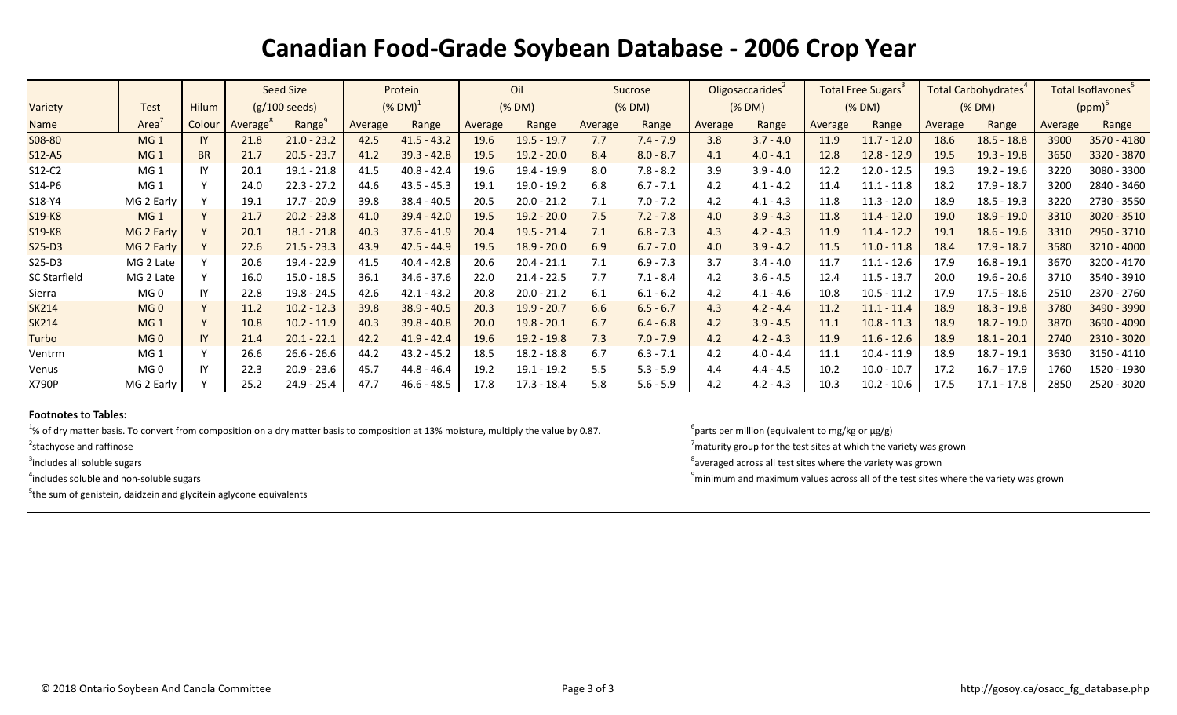# Canadian Food-Grade Soybean Database - 2006 Crop Year

| Variety | Test | Hilum | Seed Size (g/100 seeds) | | Protein (% DM)[1] | | Oil (% DM) | | Sucrose (% DM) | | Oligosaccarides[2] (% DM) | | Total Free Sugars[3] (% DM) | | Total Carbohydrates[4] (% DM) | | Total Isoflavones[5] (ppm)[6] | |
|---|---|---|---|---|---|---|---|---|---|---|---|---|---|---|---|---|---|---|
| Name | Area[7] | Colour | Average[8] | Range[9] | Average | Range | Average | Range | Average | Range | Average | Range | Average | Range | Average | Range | Average | Range |
| S08-80 | MG 1 | IY | 21.8 | 21.0 - 23.2 | 42.5 | 41.5 - 43.2 | 19.6 | 19.5 - 19.7 | 7.7 | 7.4 - 7.9 | 3.8 | 3.7 - 4.0 | 11.9 | 11.7 - 12.0 | 18.6 | 18.5 - 18.8 | 3900 | 3570 - 4180 |
| S12-A5 | MG 1 | BR | 21.7 | 20.5 - 23.7 | 41.2 | 39.3 - 42.8 | 19.5 | 19.2 - 20.0 | 8.4 | 8.0 - 8.7 | 4.1 | 4.0 - 4.1 | 12.8 | 12.8 - 12.9 | 19.5 | 19.3 - 19.8 | 3650 | 3320 - 3870 |
| S12-C2 | MG 1 | IY | 20.1 | 19.1 - 21.8 | 41.5 | 40.8 - 42.4 | 19.6 | 19.4 - 19.9 | 8.0 | 7.8 - 8.2 | 3.9 | 3.9 - 4.0 | 12.2 | 12.0 - 12.5 | 19.3 | 19.2 - 19.6 | 3220 | 3080 - 3300 |
| S14-P6 | MG 1 | Y | 24.0 | 22.3 - 27.2 | 44.6 | 43.5 - 45.3 | 19.1 | 19.0 - 19.2 | 6.8 | 6.7 - 7.1 | 4.2 | 4.1 - 4.2 | 11.4 | 11.1 - 11.8 | 18.2 | 17.9 - 18.7 | 3200 | 2840 - 3460 |
| S18-Y4 | MG 2 Early | Y | 19.1 | 17.7 - 20.9 | 39.8 | 38.4 - 40.5 | 20.5 | 20.0 - 21.2 | 7.1 | 7.0 - 7.2 | 4.2 | 4.1 - 4.3 | 11.8 | 11.3 - 12.0 | 18.9 | 18.5 - 19.3 | 3220 | 2730 - 3550 |
| S19-K8 | MG 1 | Y | 21.7 | 20.2 - 23.8 | 41.0 | 39.4 - 42.0 | 19.5 | 19.2 - 20.0 | 7.5 | 7.2 - 7.8 | 4.0 | 3.9 - 4.3 | 11.8 | 11.4 - 12.0 | 19.0 | 18.9 - 19.0 | 3310 | 3020 - 3510 |
| S19-K8 | MG 2 Early | Y | 20.1 | 18.1 - 21.8 | 40.3 | 37.6 - 41.9 | 20.4 | 19.5 - 21.4 | 7.1 | 6.8 - 7.3 | 4.3 | 4.2 - 4.3 | 11.9 | 11.4 - 12.2 | 19.1 | 18.6 - 19.6 | 3310 | 2950 - 3710 |
| S25-D3 | MG 2 Early | Y | 22.6 | 21.5 - 23.3 | 43.9 | 42.5 - 44.9 | 19.5 | 18.9 - 20.0 | 6.9 | 6.7 - 7.0 | 4.0 | 3.9 - 4.2 | 11.5 | 11.0 - 11.8 | 18.4 | 17.9 - 18.7 | 3580 | 3210 - 4000 |
| S25-D3 | MG 2 Late | Y | 20.6 | 19.4 - 22.9 | 41.5 | 40.4 - 42.8 | 20.6 | 20.4 - 21.1 | 7.1 | 6.9 - 7.3 | 3.7 | 3.4 - 4.0 | 11.7 | 11.1 - 12.6 | 17.9 | 16.8 - 19.1 | 3670 | 3200 - 4170 |
| SC Starfield | MG 2 Late | Y | 16.0 | 15.0 - 18.5 | 36.1 | 34.6 - 37.6 | 22.0 | 21.4 - 22.5 | 7.7 | 7.1 - 8.4 | 4.2 | 3.6 - 4.5 | 12.4 | 11.5 - 13.7 | 20.0 | 19.6 - 20.6 | 3710 | 3540 - 3910 |
| Sierra | MG 0 | IY | 22.8 | 19.8 - 24.5 | 42.6 | 42.1 - 43.2 | 20.8 | 20.0 - 21.2 | 6.1 | 6.1 - 6.2 | 4.2 | 4.1 - 4.6 | 10.8 | 10.5 - 11.2 | 17.9 | 17.5 - 18.6 | 2510 | 2370 - 2760 |
| SK214 | MG 0 | Y | 11.2 | 10.2 - 12.3 | 39.8 | 38.9 - 40.5 | 20.3 | 19.9 - 20.7 | 6.6 | 6.5 - 6.7 | 4.3 | 4.2 - 4.4 | 11.2 | 11.1 - 11.4 | 18.9 | 18.3 - 19.8 | 3780 | 3490 - 3990 |
| SK214 | MG 1 | Y | 10.8 | 10.2 - 11.9 | 40.3 | 39.8 - 40.8 | 20.0 | 19.8 - 20.1 | 6.7 | 6.4 - 6.8 | 4.2 | 3.9 - 4.5 | 11.1 | 10.8 - 11.3 | 18.9 | 18.7 - 19.0 | 3870 | 3690 - 4090 |
| Turbo | MG 0 | IY | 21.4 | 20.1 - 22.1 | 42.2 | 41.9 - 42.4 | 19.6 | 19.2 - 19.8 | 7.3 | 7.0 - 7.9 | 4.2 | 4.2 - 4.3 | 11.9 | 11.6 - 12.6 | 18.9 | 18.1 - 20.1 | 2740 | 2310 - 3020 |
| Ventrm | MG 1 | Y | 26.6 | 26.6 - 26.6 | 44.2 | 43.2 - 45.2 | 18.5 | 18.2 - 18.8 | 6.7 | 6.3 - 7.1 | 4.2 | 4.0 - 4.4 | 11.1 | 10.4 - 11.9 | 18.9 | 18.7 - 19.1 | 3630 | 3150 - 4110 |
| Venus | MG 0 | IY | 22.3 | 20.9 - 23.6 | 45.7 | 44.8 - 46.4 | 19.2 | 19.1 - 19.2 | 5.5 | 5.3 - 5.9 | 4.4 | 4.4 - 4.5 | 10.2 | 10.0 - 10.7 | 17.2 | 16.7 - 17.9 | 1760 | 1520 - 1930 |
| X790P | MG 2 Early | Y | 25.2 | 24.9 - 25.4 | 47.7 | 46.6 - 48.5 | 17.8 | 17.3 - 18.4 | 5.8 | 5.6 - 5.9 | 4.2 | 4.2 - 4.3 | 10.3 | 10.2 - 10.6 | 17.5 | 17.1 - 17.8 | 2850 | 2520 - 3020 |

**Footnotes to Tables:**

[1]% of dry matter basis. To convert from composition on a dry matter basis to composition at 13% moisture, multiply the value by 0.87.

[2]stachyose and raffinose

[3]includes all soluble sugars

[4]includes soluble and non-soluble sugars

[5]the sum of genistein, daidzein and glycitein aglycone equivalents

[6]parts per million (equivalent to mg/kg or μg/g)

[7]maturity group for the test sites at which the variety was grown

[8]averaged across all test sites where the variety was grown

[9]minimum and maximum values across all of the test sites where the variety was grown

© 2018 Ontario Soybean And Canola Committee

http://gosoy.ca/osacc_fg_database.php